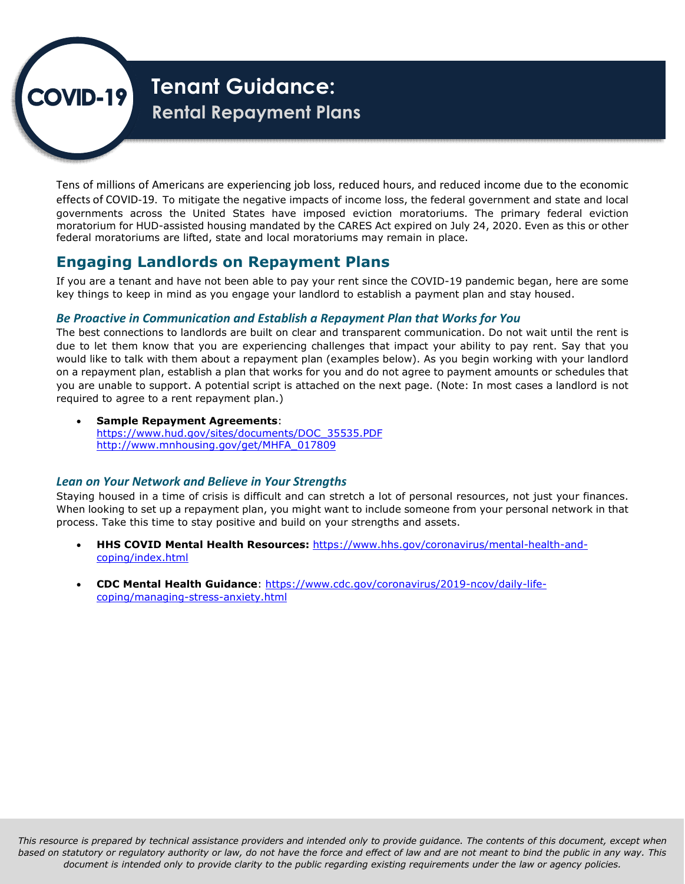# Tenant Guidance:

## Rental Repayment Plans

COVID-19

Tens of millions of Americans are experiencing job loss, reduced hours, and reduced income due to the economic effects of COVID-19. To mitigate the negative impacts of income loss, the federal government and state and local governments across the United States have imposed eviction moratoriums. The primary federal eviction moratorium for HUD-assisted housing mandated by the CARES Act expired on July 24, 2020. Even as this or other federal moratoriums are lifted, state and local moratoriums may remain in place.

## Engaging Landlords on Repayment Plans

If you are a tenant and have not been able to pay your rent since the COVID-19 pandemic began, here are some key things to keep in mind as you engage your landlord to establish a payment plan and stay housed.

### *Be Proactive in Communication and Establish a Repayment Plan that Works for You*

The best connections to landlords are built on clear and transparent communication. Do not wait until the rent is due to let them know that you are experiencing challenges that impact your ability to pay rent. Say that you would like to talk with them about a repayment plan (examples below). As you begin working with your landlord on a repayment plan, establish a plan that works for you and do not agree to payment amounts or schedules that you are unable to support. A potential script is attached on the next page. (Note: In most cases a landlord is not required to agree to a rent repayment plan.)

- **Sample Repayment Agreements**:
  https://www.hud.gov/sites/documents/DOC_35535.PDF
  http://www.mnhousing.gov/get/MHFA_017809

### *Lean on Your Network and Believe in Your Strengths*

Staying housed in a time of crisis is difficult and can stretch a lot of personal resources, not just your finances. When looking to set up a repayment plan, you might want to include someone from your personal network in that process. Take this time to stay positive and build on your strengths and assets.

- **HHS COVID Mental Health Resources:** https://www.hhs.gov/coronavirus/mental-health-and-coping/index.html

- **CDC Mental Health Guidance**: https://www.cdc.gov/coronavirus/2019-ncov/daily-life-coping/managing-stress-anxiety.html

*This resource is prepared by technical assistance providers and intended only to provide guidance. The contents of this document, except when based on statutory or regulatory authority or law, do not have the force and effect of law and are not meant to bind the public in any way. This document is intended only to provide clarity to the public regarding existing requirements under the law or agency policies.*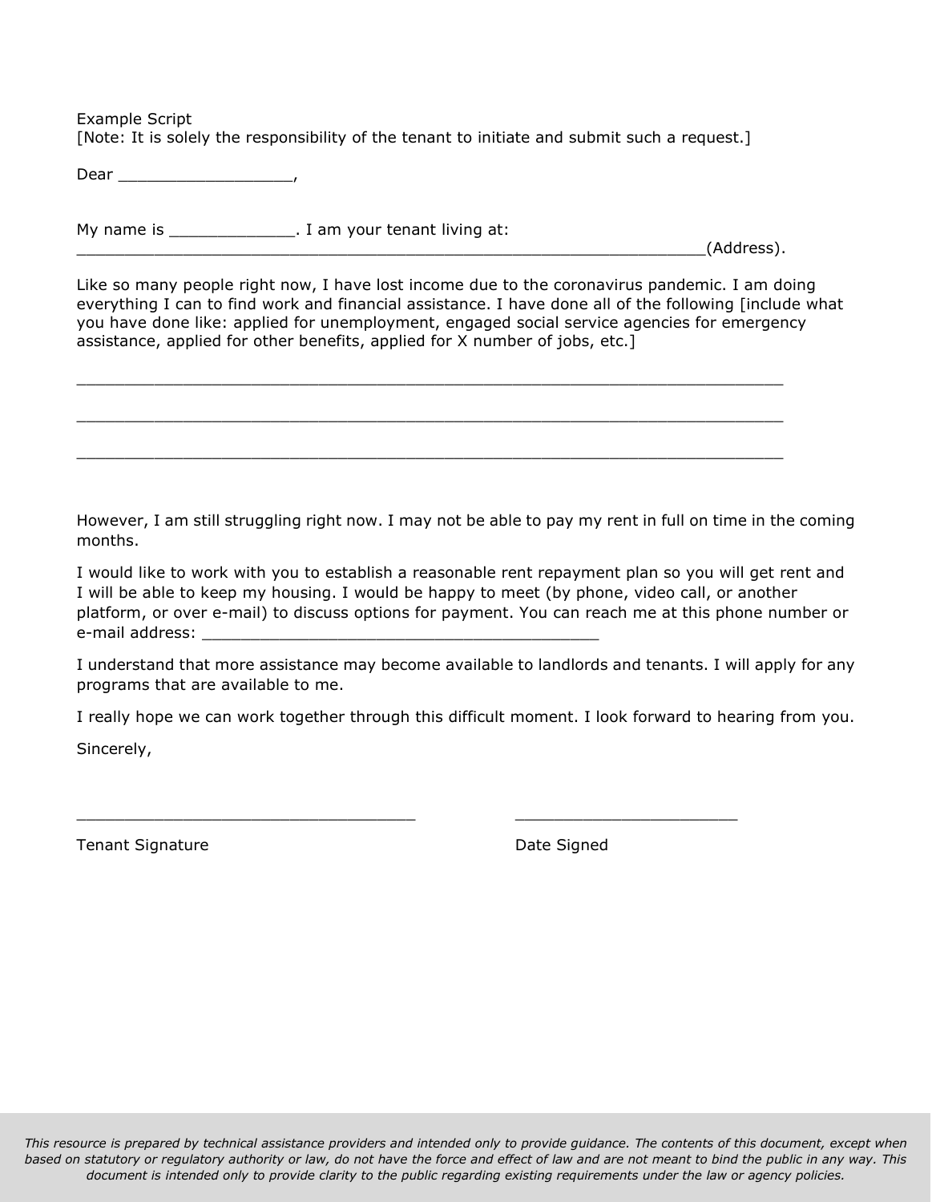Example Script
[Note: It is solely the responsibility of the tenant to initiate and submit such a request.]

Dear __________________,

My name is _____________. I am your tenant living at:
______________________________________________________________________(Address).

Like so many people right now, I have lost income due to the coronavirus pandemic. I am doing everything I can to find work and financial assistance. I have done all of the following [include what you have done like: applied for unemployment, engaged social service agencies for emergency assistance, applied for other benefits, applied for X number of jobs, etc.]

________________________________________________________________________________

________________________________________________________________________________

________________________________________________________________________________

However, I am still struggling right now. I may not be able to pay my rent in full on time in the coming months.

I would like to work with you to establish a reasonable rent repayment plan so you will get rent and I will be able to keep my housing. I would be happy to meet (by phone, video call, or another platform, or over e-mail) to discuss options for payment. You can reach me at this phone number or e-mail address: ________________________________________

I understand that more assistance may become available to landlords and tenants. I will apply for any programs that are available to me.

I really hope we can work together through this difficult moment. I look forward to hearing from you.

Sincerely,

_________________________________ _______________________

Tenant Signature Date Signed

*This resource is prepared by technical assistance providers and intended only to provide guidance. The contents of this document, except when based on statutory or regulatory authority or law, do not have the force and effect of law and are not meant to bind the public in any way. This document is intended only to provide clarity to the public regarding existing requirements under the law or agency policies.*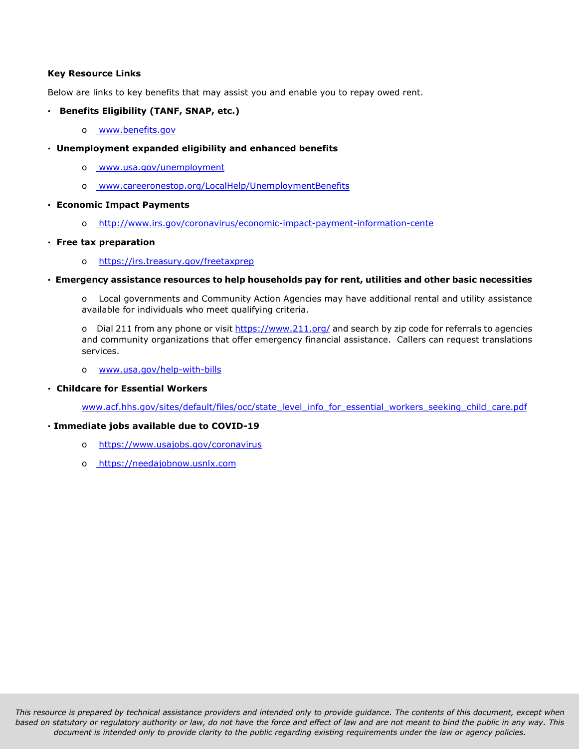**Key Resource Links**

Below are links to key benefits that may assist you and enable you to repay owed rent.

- **Benefits Eligibility (TANF, SNAP, etc.)**
    - www.benefits.gov
- **Unemployment expanded eligibility and enhanced benefits**
    - www.usa.gov/unemployment
    - www.careeronestop.org/LocalHelp/UnemploymentBenefits
- **Economic Impact Payments**
    - http://www.irs.gov/coronavirus/economic-impact-payment-information-cente
- **Free tax preparation**
    - https://irs.treasury.gov/freetaxprep
- **Emergency assistance resources to help households pay for rent, utilities and other basic necessities**
    - Local governments and Community Action Agencies may have additional rental and utility assistance available for individuals who meet qualifying criteria.
    - Dial 211 from any phone or visit https://www.211.org/ and search by zip code for referrals to agencies and community organizations that offer emergency financial assistance. Callers can request translations services.
    - www.usa.gov/help-with-bills
- **Childcare for Essential Workers**

    www.acf.hhs.gov/sites/default/files/occ/state_level_info_for_essential_workers_seeking_child_care.pdf

- **Immediate jobs available due to COVID-19**
    - https://www.usajobs.gov/coronavirus
    - https://needajobnow.usnlx.com

*This resource is prepared by technical assistance providers and intended only to provide guidance. The contents of this document, except when based on statutory or regulatory authority or law, do not have the force and effect of law and are not meant to bind the public in any way. This document is intended only to provide clarity to the public regarding existing requirements under the law or agency policies.*